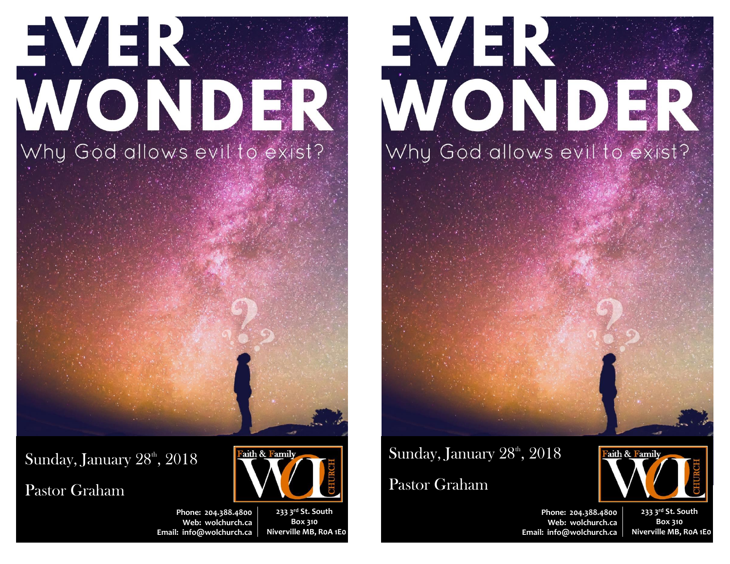# EVER WONDER

## Why God allows evil to exist?

Sunday, January 28th, 2018

Pastor Graham

Faith & Family WOL CHURCH

Phone: 204.388.4800
Web: wolchurch.ca
Email: info@wolchurch.ca

233 3rd St. South
Box 310
Niverville MB, R0A 1E0

# EVER WONDER

## Why God allows evil to exist?

Sunday, January 28th, 2018

Pastor Graham

Faith & Family WOL CHURCH

Phone: 204.388.4800
Web: wolchurch.ca
Email: info@wolchurch.ca

233 3rd St. South
Box 310
Niverville MB, R0A 1E0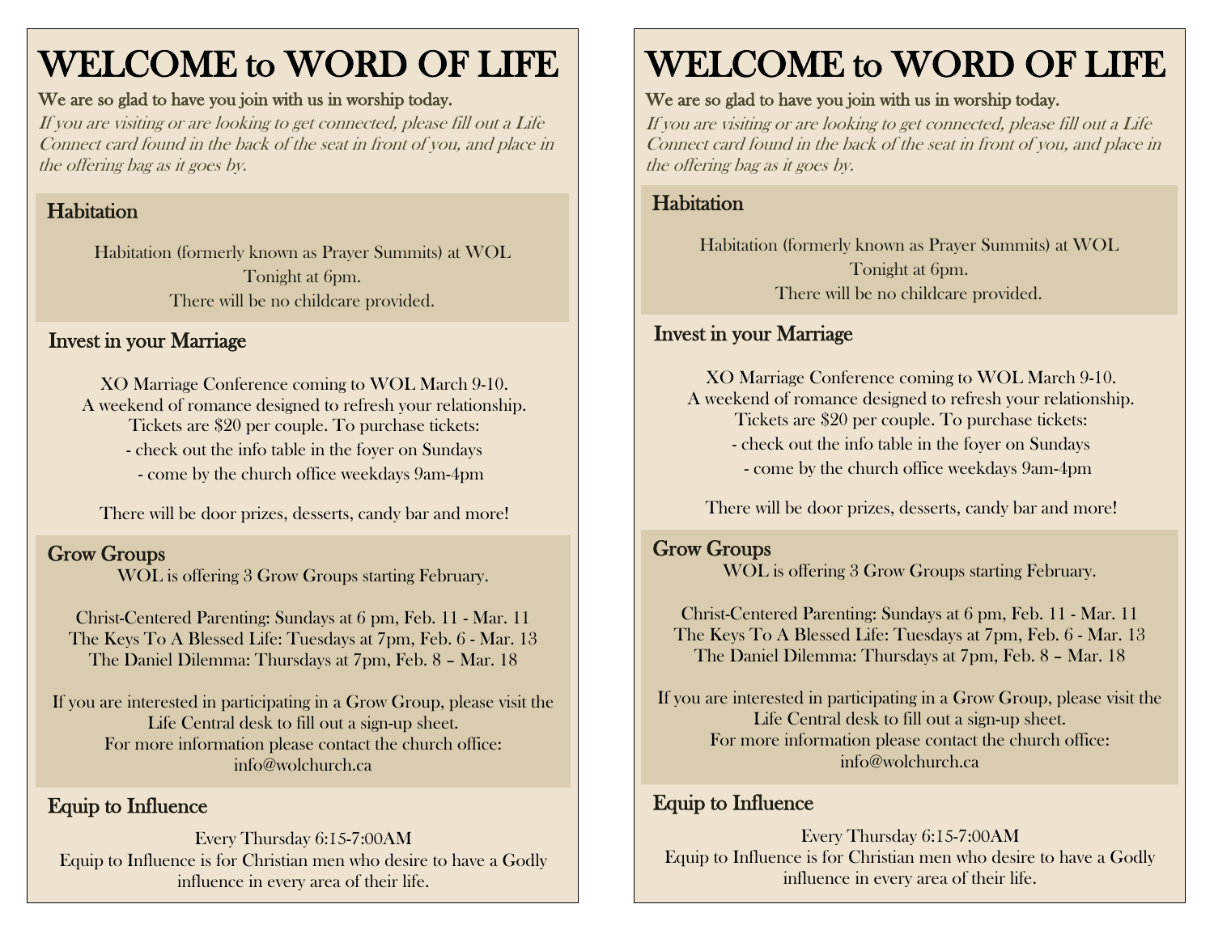# WELCOME to WORD OF LIFE

**We are so glad to have you join with us in worship today.**

*If you are visiting or are looking to get connected, please fill out a Life Connect card found in the back of the seat in front of you, and place in the offering bag as it goes by.*

## Habitation

Habitation (formerly known as Prayer Summits) at WOL
Tonight at 6pm.
There will be no childcare provided.

## Invest in your Marriage

XO Marriage Conference coming to WOL March 9-10.
A weekend of romance designed to refresh your relationship.
Tickets are $20 per couple. To purchase tickets:
- check out the info table in the foyer on Sundays
- come by the church office weekdays 9am-4pm

There will be door prizes, desserts, candy bar and more!

## Grow Groups

WOL is offering 3 Grow Groups starting February.

Christ-Centered Parenting: Sundays at 6 pm, Feb. 11 - Mar. 11
The Keys To A Blessed Life: Tuesdays at 7pm, Feb. 6 - Mar. 13
The Daniel Dilemma: Thursdays at 7pm, Feb. 8 – Mar. 18

If you are interested in participating in a Grow Group, please visit the Life Central desk to fill out a sign-up sheet.
For more information please contact the church office:
info@wolchurch.ca

## Equip to Influence

Every Thursday 6:15-7:00AM
Equip to Influence is for Christian men who desire to have a Godly influence in every area of their life.

# WELCOME to WORD OF LIFE

**We are so glad to have you join with us in worship today.**

*If you are visiting or are looking to get connected, please fill out a Life Connect card found in the back of the seat in front of you, and place in the offering bag as it goes by.*

## Habitation

Habitation (formerly known as Prayer Summits) at WOL
Tonight at 6pm.
There will be no childcare provided.

## Invest in your Marriage

XO Marriage Conference coming to WOL March 9-10.
A weekend of romance designed to refresh your relationship.
Tickets are $20 per couple. To purchase tickets:
- check out the info table in the foyer on Sundays
- come by the church office weekdays 9am-4pm

There will be door prizes, desserts, candy bar and more!

## Grow Groups

WOL is offering 3 Grow Groups starting February.

Christ-Centered Parenting: Sundays at 6 pm, Feb. 11 - Mar. 11
The Keys To A Blessed Life: Tuesdays at 7pm, Feb. 6 - Mar. 13
The Daniel Dilemma: Thursdays at 7pm, Feb. 8 – Mar. 18

If you are interested in participating in a Grow Group, please visit the Life Central desk to fill out a sign-up sheet.
For more information please contact the church office:
info@wolchurch.ca

## Equip to Influence

Every Thursday 6:15-7:00AM
Equip to Influence is for Christian men who desire to have a Godly influence in every area of their life.